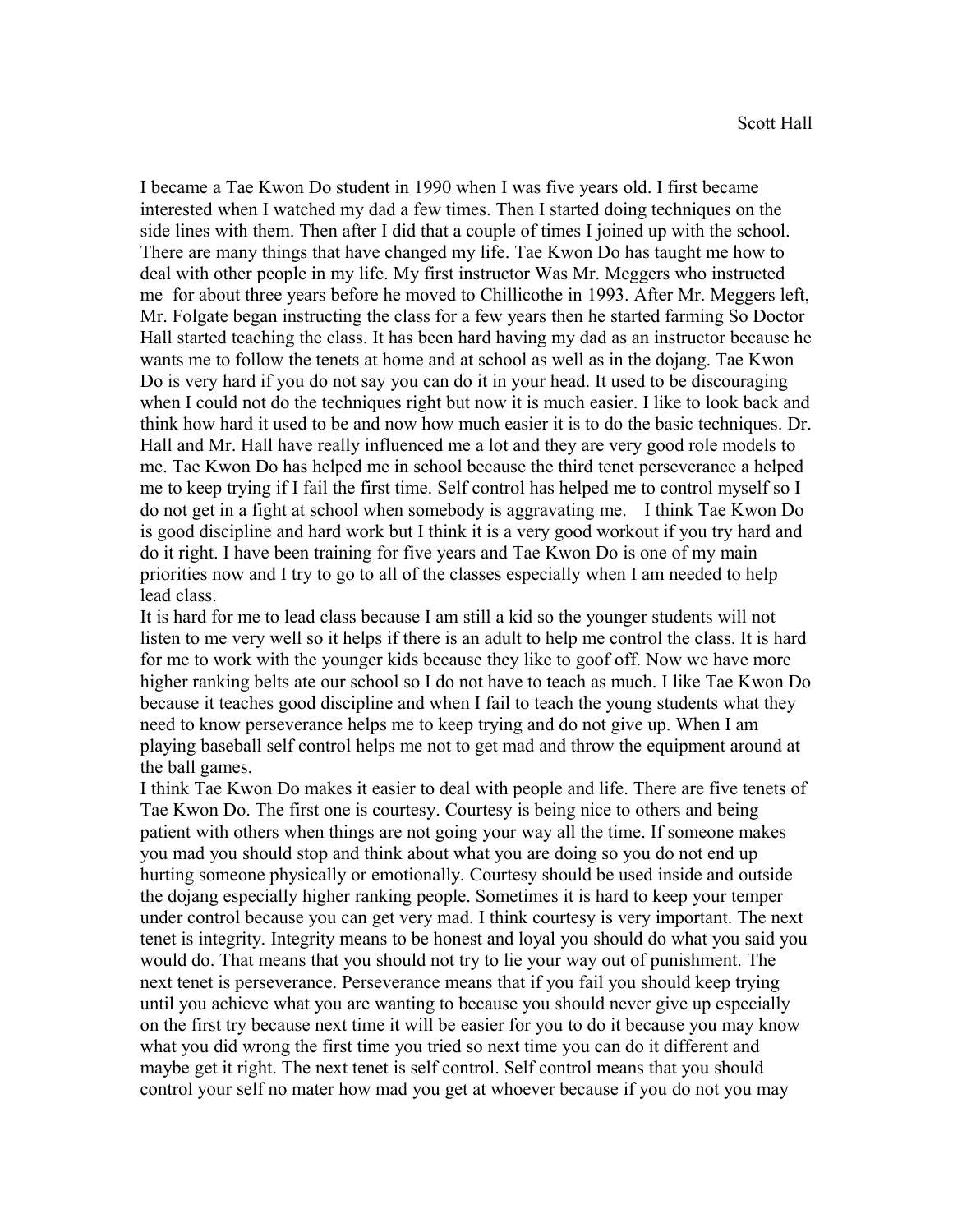Scott Hall

I became a Tae Kwon Do student in 1990 when I was five years old. I first became interested when I watched my dad a few times. Then I started doing techniques on the side lines with them. Then after I did that a couple of times I joined up with the school. There are many things that have changed my life. Tae Kwon Do has taught me how to deal with other people in my life. My first instructor Was Mr. Meggers who instructed me for about three years before he moved to Chillicothe in 1993. After Mr. Meggers left, Mr. Folgate began instructing the class for a few years then he started farming So Doctor Hall started teaching the class. It has been hard having my dad as an instructor because he wants me to follow the tenets at home and at school as well as in the dojang. Tae Kwon Do is very hard if you do not say you can do it in your head. It used to be discouraging when I could not do the techniques right but now it is much easier. I like to look back and think how hard it used to be and now how much easier it is to do the basic techniques. Dr. Hall and Mr. Hall have really influenced me a lot and they are very good role models to me. Tae Kwon Do has helped me in school because the third tenet perseverance a helped me to keep trying if I fail the first time. Self control has helped me to control myself so I do not get in a fight at school when somebody is aggravating me. I think Tae Kwon Do is good discipline and hard work but I think it is a very good workout if you try hard and do it right. I have been training for five years and Tae Kwon Do is one of my main priorities now and I try to go to all of the classes especially when I am needed to help lead class.

It is hard for me to lead class because I am still a kid so the younger students will not listen to me very well so it helps if there is an adult to help me control the class. It is hard for me to work with the younger kids because they like to goof off. Now we have more higher ranking belts ate our school so I do not have to teach as much. I like Tae Kwon Do because it teaches good discipline and when I fail to teach the young students what they need to know perseverance helps me to keep trying and do not give up. When I am playing baseball self control helps me not to get mad and throw the equipment around at the ball games.

I think Tae Kwon Do makes it easier to deal with people and life. There are five tenets of Tae Kwon Do. The first one is courtesy. Courtesy is being nice to others and being patient with others when things are not going your way all the time. If someone makes you mad you should stop and think about what you are doing so you do not end up hurting someone physically or emotionally. Courtesy should be used inside and outside the dojang especially higher ranking people. Sometimes it is hard to keep your temper under control because you can get very mad. I think courtesy is very important. The next tenet is integrity. Integrity means to be honest and loyal you should do what you said you would do. That means that you should not try to lie your way out of punishment. The next tenet is perseverance. Perseverance means that if you fail you should keep trying until you achieve what you are wanting to because you should never give up especially on the first try because next time it will be easier for you to do it because you may know what you did wrong the first time you tried so next time you can do it different and maybe get it right. The next tenet is self control. Self control means that you should control your self no mater how mad you get at whoever because if you do not you may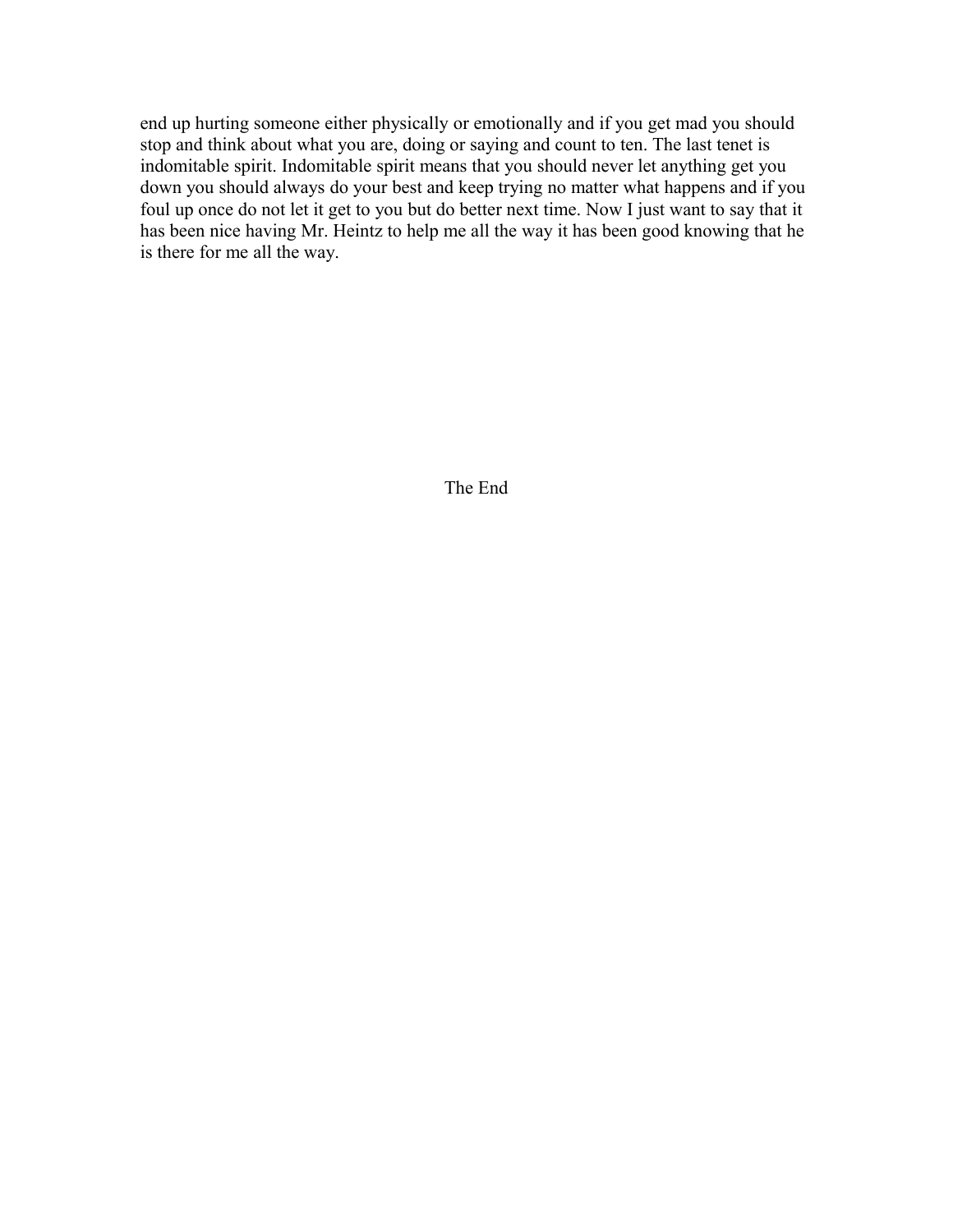end up hurting someone either physically or emotionally and if you get mad you should stop and think about what you are, doing or saying and count to ten. The last tenet is indomitable spirit. Indomitable spirit means that you should never let anything get you down you should always do your best and keep trying no matter what happens and if you foul up once do not let it get to you but do better next time. Now I just want to say that it has been nice having Mr. Heintz to help me all the way it has been good knowing that he is there for me all the way.

The End